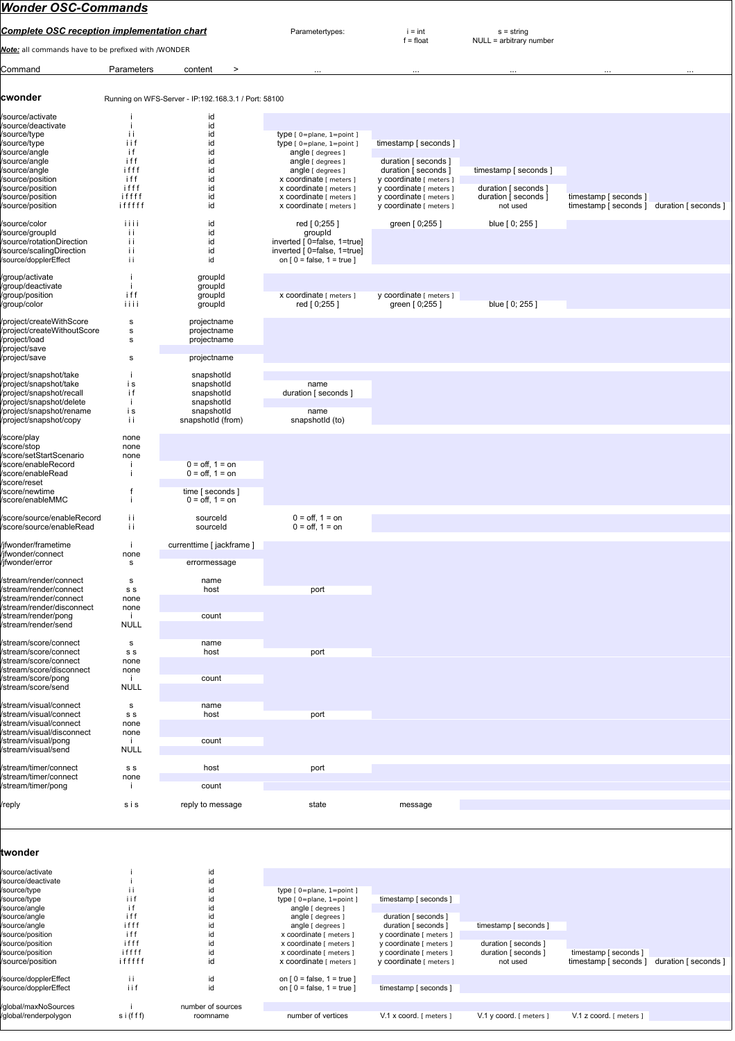# *Wonder OSC-Commands*

***Complete OSC reception implementation chart***

Parametertypes: i = int, s = string, f = float, NULL = arbitrary number

***Note:*** all commands have to be prefixed with /WONDER

| Command | Parameters | content | > | ... | ... | ... | ... | ... |
|---|---|---|---|---|---|---|---|---|

## cwonder

Running on WFS-Server - IP:192.168.3.1 / Port: 58100

| Command | Parameters | content | > | ... | ... | ... | ... |
|---|---|---|---|---|---|---|---|
| /source/activate | i | id | | | | | |
| /source/deactivate | i | id | | | | | |
| /source/type | i i | id | type [ 0=plane, 1=point ] | | | | |
| /source/type | i i f | id | type [ 0=plane, 1=point ] | timestamp [ seconds ] | | | |
| /source/angle | i f | id | angle [ degrees ] | | | | |
| /source/angle | i f f | id | angle [ degrees ] | duration [ seconds ] | | | |
| /source/angle | i f f f | id | angle [ degrees ] | duration [ seconds ] | timestamp [ seconds ] | | |
| /source/position | i f f | id | x coordinate [ meters ] | y coordinate [ meters ] | | | |
| /source/position | i f f f | id | x coordinate [ meters ] | y coordinate [ meters ] | duration [ seconds ] | | |
| /source/position | i f f f f | id | x coordinate [ meters ] | y coordinate [ meters ] | duration [ seconds ] | timestamp [ seconds ] | |
| /source/position | i f f f f f | id | x coordinate [ meters ] | y coordinate [ meters ] | not used | timestamp [ seconds ] | duration [ seconds ] |
| /source/color | i i i i | id | red [ 0;255 ] | green [ 0;255 ] | blue [ 0; 255 ] | | |
| /source/groupId | i i | id | groupId | | | | |
| /source/rotationDirection | i i | id | inverted [ 0=false, 1=true] | | | | |
| /source/scalingDirection | i i | id | inverted [ 0=false, 1=true] | | | | |
| /source/dopplerEffect | i i | id | on [ 0 = false, 1 = true ] | | | | |
| /group/activate | i | groupId | | | | | |
| /group/deactivate | i | groupId | | | | | |
| /group/position | i f f | groupId | x coordinate [ meters ] | y coordinate [ meters ] | | | |
| /group/color | i i i i | groupId | red [ 0;255 ] | green [ 0;255 ] | blue [ 0; 255 ] | | |
| /project/createWithScore | s | projectname | | | | | |
| /project/createWithoutScore | s | projectname | | | | | |
| /project/load | s | projectname | | | | | |
| /project/save | | | | | | | |
| /project/save | s | projectname | | | | | |
| /project/snapshot/take | i | snapshotId | | | | | |
| /project/snapshot/take | i s | snapshotId | name | | | | |
| /project/snapshot/recall | i f | snapshotId | duration [ seconds ] | | | | |
| /project/snapshot/delete | i | snapshotId | | | | | |
| /project/snapshot/rename | i s | snapshotId | name | | | | |
| /project/snapshot/copy | i i | snapshotId (from) | snapshotId (to) | | | | |
| /score/play | none | | | | | | |
| /score/stop | none | | | | | | |
| /score/setStartScenario | none | | | | | | |
| /score/enableRecord | i | 0 = off, 1 = on | | | | | |
| /score/enableRead | i | 0 = off, 1 = on | | | | | |
| /score/reset | | | | | | | |
| /score/newtime | f | time [ seconds ] | | | | | |
| /score/enableMMC | i | 0 = off, 1 = on | | | | | |
| /score/source/enableRecord | i i | sourceId | 0 = off, 1 = on | | | | |
| /score/source/enableRead | i i | sourceId | 0 = off, 1 = on | | | | |
| /jfwonder/frametime | i | currenttime [ jackframe ] | | | | | |
| /jfwonder/connect | none | | | | | | |
| /jfwonder/error | s | errormessage | | | | | |
| /stream/render/connect | s | name | | | | | |
| /stream/render/connect | s s | host | port | | | | |
| /stream/render/connect | none | | | | | | |
| /stream/render/disconnect | none | | | | | | |
| /stream/render/pong | i | count | | | | | |
| /stream/render/send | NULL | | | | | | |
| /stream/score/connect | s | name | | | | | |
| /stream/score/connect | s s | host | port | | | | |
| /stream/score/connect | none | | | | | | |
| /stream/score/disconnect | none | | | | | | |
| /stream/score/pong | i | count | | | | | |
| /stream/score/send | NULL | | | | | | |
| /stream/visual/connect | s | name | | | | | |
| /stream/visual/connect | s s | host | port | | | | |
| /stream/visual/connect | none | | | | | | |
| /stream/visual/disconnect | none | | | | | | |
| /stream/visual/pong | i | count | | | | | |
| /stream/visual/send | NULL | | | | | | |
| /stream/timer/connect | s s | host | port | | | | |
| /stream/timer/connect | none | | | | | | |
| /stream/timer/pong | i | count | | | | | |
| /reply | s i s | reply to message | state | message | | | |

## twonder

| Command | Parameters | content | > | ... | ... | ... | ... |
|---|---|---|---|---|---|---|---|
| /source/activate | i | id | | | | | |
| /source/deactivate | i | id | | | | | |
| /source/type | i i | id | type [ 0=plane, 1=point ] | | | | |
| /source/type | i i f | id | type [ 0=plane, 1=point ] | timestamp [ seconds ] | | | |
| /source/angle | i f | id | angle [ degrees ] | | | | |
| /source/angle | i f f | id | angle [ degrees ] | duration [ seconds ] | | | |
| /source/angle | i f f f | id | angle [ degrees ] | duration [ seconds ] | timestamp [ seconds ] | | |
| /source/position | i f f | id | x coordinate [ meters ] | y coordinate [ meters ] | | | |
| /source/position | i f f f | id | x coordinate [ meters ] | y coordinate [ meters ] | duration [ seconds ] | | |
| /source/position | i f f f f | id | x coordinate [ meters ] | y coordinate [ meters ] | duration [ seconds ] | timestamp [ seconds ] | |
| /source/position | i f f f f f | id | x coordinate [ meters ] | y coordinate [ meters ] | not used | timestamp [ seconds ] | duration [ seconds ] |
| /source/dopplerEffect | i i | id | on [ 0 = false, 1 = true ] | | | | |
| /source/dopplerEffect | i i f | id | on [ 0 = false, 1 = true ] | timestamp [ seconds ] | | | |
| /global/maxNoSources | i | number of sources | | | | | |
| /global/renderpolygon | s i (f f f) | roomname | number of vertices | V.1 x coord. [ meters ] | V.1 y coord. [ meters ] | V.1 z coord. [ meters ] | |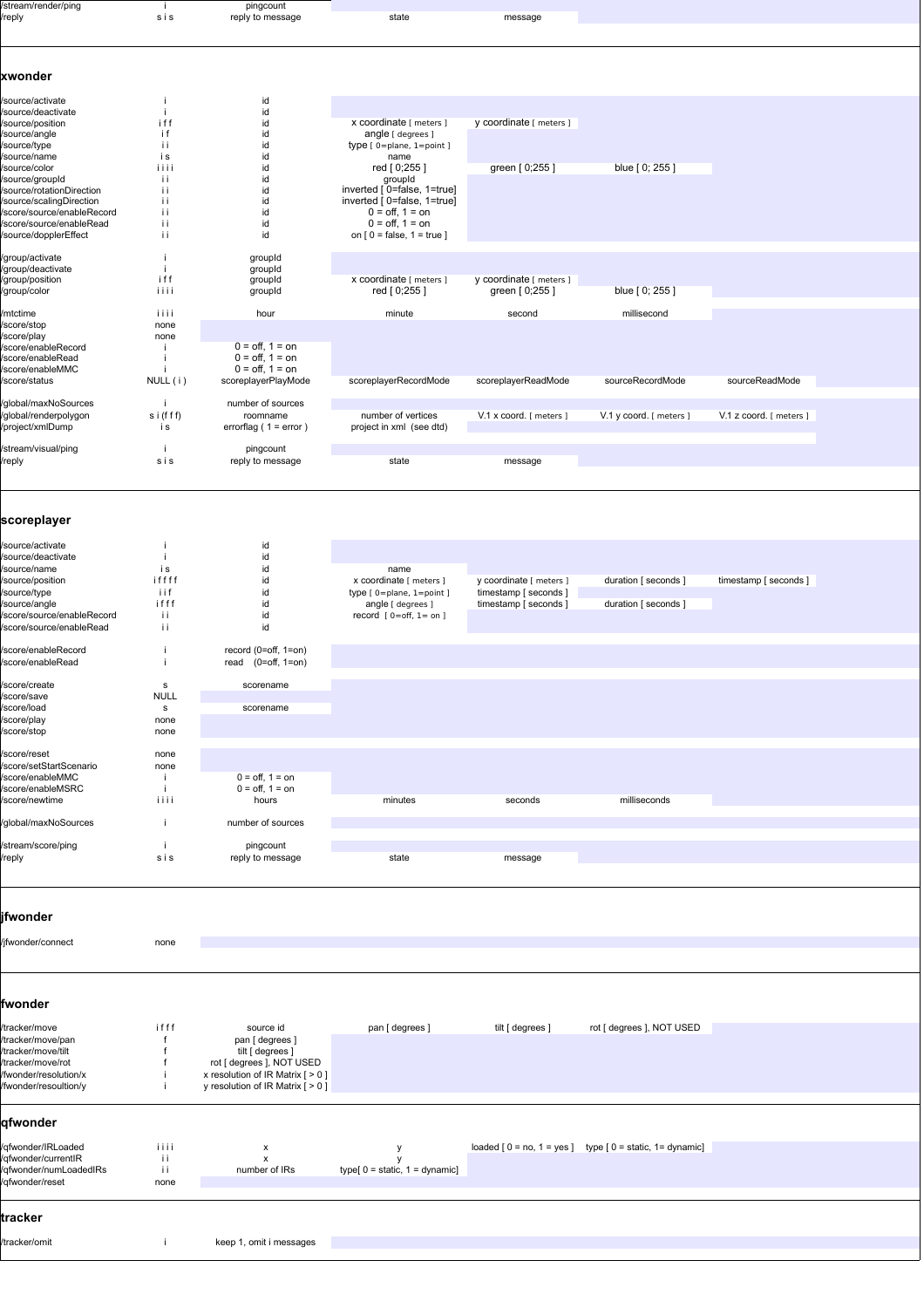| | | | | | | | |
|---|---|---|---|---|---|---|---|
| /stream/render/ping | i | pingcount | | | | | |
| /reply | s i s | reply to message | state | message | | | |

## xwonder

| | | | | | | | |
|---|---|---|---|---|---|---|---|
| /source/activate | i | id | | | | | |
| /source/deactivate | i | id | | | | | |
| /source/position | i f f | id | x coordinate [ meters ] | y coordinate [ meters ] | | | |
| /source/angle | i f | id | angle [ degrees ] | | | | |
| /source/type | i i | id | type [ 0=plane, 1=point ] | | | | |
| /source/name | i s | id | name | | | | |
| /source/color | i i i i | id | red [ 0;255 ] | green [ 0;255 ] | blue [ 0; 255 ] | | |
| /source/groupId | i i | id | groupId | | | | |
| /source/rotationDirection | i i | id | inverted [ 0=false, 1=true] | | | | |
| /source/scalingDirection | i i | id | inverted [ 0=false, 1=true] | | | | |
| /score/source/enableRecord | i i | id | 0 = off, 1 = on | | | | |
| /score/source/enableRead | i i | id | 0 = off, 1 = on | | | | |
| /source/dopplerEffect | i i | id | on [ 0 = false, 1 = true ] | | | | |
| /group/activate | i | groupId | | | | | |
| /group/deactivate | i | groupId | | | | | |
| /group/position | i f f | groupId | x coordinate [ meters ] | y coordinate [ meters ] | | | |
| /group/color | i i i i | groupId | red [ 0;255 ] | green [ 0;255 ] | blue [ 0; 255 ] | | |
| /mtctime | i i i i | hour | minute | second | millisecond | | |
| /score/stop | none | | | | | | |
| /score/play | none | | | | | | |
| /score/enableRecord | i | 0 = off, 1 = on | | | | | |
| /score/enableRead | i | 0 = off, 1 = on | | | | | |
| /score/enableMMC | i | 0 = off, 1 = on | | | | | |
| /score/status | NULL ( i ) | scoreplayerPlayMode | scoreplayerRecordMode | scoreplayerReadMode | sourceRecordMode | sourceReadMode | |
| /global/maxNoSources | i | number of sources | | | | | |
| /global/renderpolygon | s i (f f f) | roomname | number of vertices | V.1 x coord. [ meters ] | V.1 y coord. [ meters ] | V.1 z coord. [ meters ] | |
| /project/xmlDump | i s | errorflag ( 1 = error ) | project in xml (see dtd) | | | | |
| /stream/visual/ping | i | pingcount | | | | | |
| /reply | s i s | reply to message | state | message | | | |

## scoreplayer

| | | | | | | | |
|---|---|---|---|---|---|---|---|
| /source/activate | i | id | | | | | |
| /source/deactivate | i | id | | | | | |
| /source/name | i s | id | name | | | | |
| /source/position | i f f f f | id | x coordinate [ meters ] | y coordinate [ meters ] | duration [ seconds ] | timestamp [ seconds ] | |
| /source/type | i i f | id | type [ 0=plane, 1=point ] | timestamp [ seconds ] | | | |
| /source/angle | i f f f | id | angle [ degrees ] | timestamp [ seconds ] | duration [ seconds ] | | |
| /score/source/enableRecord | i i | id | record [ 0=off, 1= on ] | | | | |
| /score/source/enableRead | i i | id | | | | | |
| /score/enableRecord | i | record (0=off, 1=on) | | | | | |
| /score/enableRead | i | read (0=off, 1=on) | | | | | |
| /score/create | s | scorename | | | | | |
| /score/save | NULL | | | | | | |
| /score/load | s | scorename | | | | | |
| /score/play | none | | | | | | |
| /score/stop | none | | | | | | |
| /score/reset | none | | | | | | |
| /score/setStartScenario | none | | | | | | |
| /score/enableMMC | i | 0 = off, 1 = on | | | | | |
| /score/enableMSRC | i | 0 = off, 1 = on | | | | | |
| /score/newtime | i i i i | hours | minutes | seconds | milliseconds | | |
| /global/maxNoSources | i | number of sources | | | | | |
| /stream/score/ping | i | pingcount | | | | | |
| /reply | s i s | reply to message | state | message | | | |

## jfwonder

| | | | | | | | |
|---|---|---|---|---|---|---|---|
| /jfwonder/connect | none | | | | | | |

## fwonder

| | | | | | | | |
|---|---|---|---|---|---|---|---|
| /tracker/move | i f f f | source id | pan [ degrees ] | tilt [ degrees ] | rot [ degrees ], NOT USED | | |
| /tracker/move/pan | f | pan [ degrees ] | | | | | |
| /tracker/move/tilt | f | tilt [ degrees ] | | | | | |
| /tracker/move/rot | f | rot [ degrees ], NOT USED | | | | | |
| /fwonder/resolution/x | i | x resolution of IR Matrix [ > 0 ] | | | | | |
| /fwonder/resoultion/y | i | y resolution of IR Matrix [ > 0 ] | | | | | |

## qfwonder

| | | | | | | | |
|---|---|---|---|---|---|---|---|
| /qfwonder/IRLoaded | i i i i | x | y | loaded [ 0 = no, 1 = yes ] | type [ 0 = static, 1= dynamic] | | |
| /qfwonder/currentIR | i i | x | y | | | | |
| /qfwonder/numLoadedIRs | i i | number of IRs | type[ 0 = static, 1 = dynamic] | | | | |
| /qfwonder/reset | none | | | | | | |

## tracker

| | | | | | | | |
|---|---|---|---|---|---|---|---|
| /tracker/omit | i | keep 1, omit i messages | | | | | |